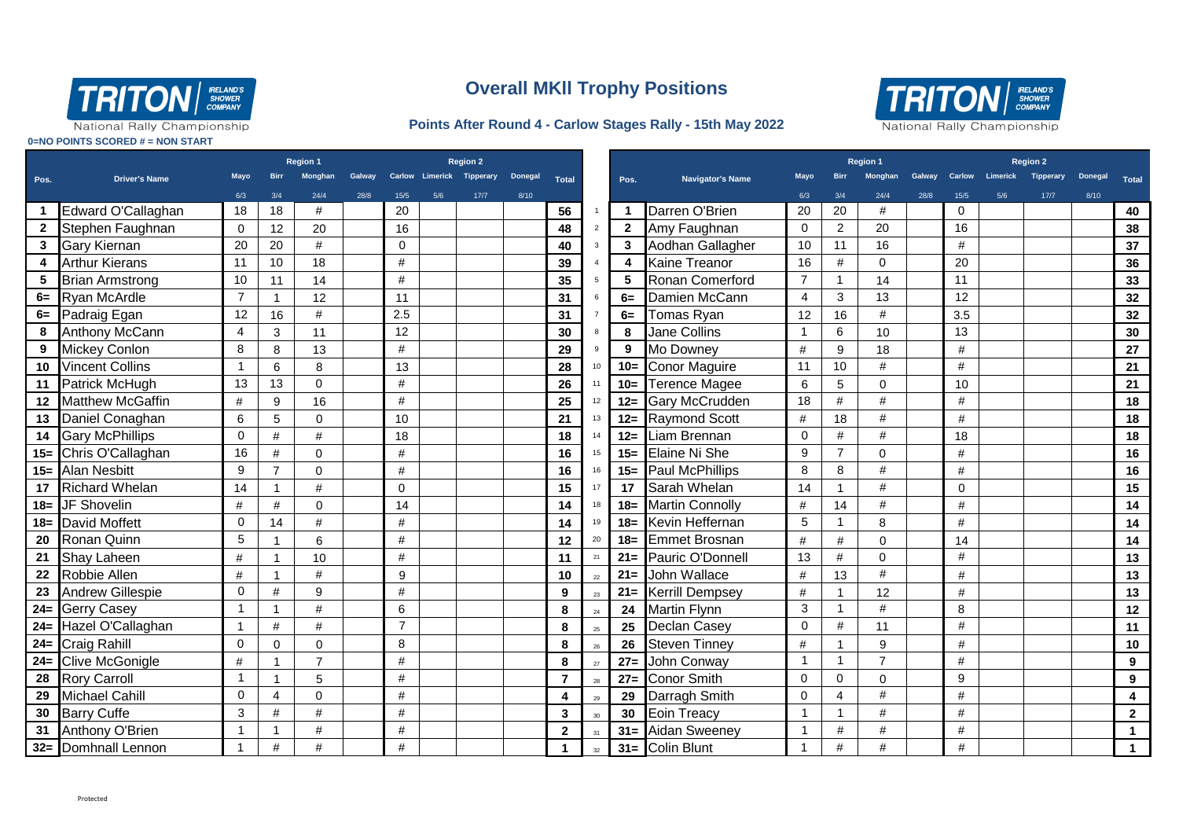# Overall MKII Trophy Positions

**Points After Round 4 - Carlow Stages Rally - 15th May 2022**

TRITON IRELAND'S SHOWER COMPANY National Rally Championship

**0=NO POINTS SCORED # = NON START**

| | | Region 1 | | | | Region 2 | | | | |
|---|---|---|---|---|---|---|---|---|---|---|
| **Pos.** | **Driver's Name** | **Mayo** 6/3 | **Birr** 3/4 | **Monghan** 24/4 | **Galway** 28/8 | **Carlow** 15/5 | **Limerick** 5/6 | **Tipperary** 17/7 | **Donegal** 8/10 | **Total** |
| **1** | Edward O'Callaghan | 18 | 18 | # | | 20 | | | | **56** |
| **2** | Stephen Faughnan | 0 | 12 | 20 | | 16 | | | | **48** |
| **3** | Gary Kiernan | 20 | 20 | # | | 0 | | | | **40** |
| **4** | Arthur Kierans | 11 | 10 | 18 | | # | | | | **39** |
| **5** | Brian Armstrong | 10 | 11 | 14 | | # | | | | **35** |
| **6=** | Ryan McArdle | 7 | 1 | 12 | | 11 | | | | **31** |
| **6=** | Padraig Egan | 12 | 16 | # | | 2.5 | | | | **31** |
| **8** | Anthony McCann | 4 | 3 | 11 | | 12 | | | | **30** |
| **9** | Mickey Conlon | 8 | 8 | 13 | | # | | | | **29** |
| **10** | Vincent Collins | 1 | 6 | 8 | | 13 | | | | **28** |
| **11** | Patrick McHugh | 13 | 13 | 0 | | # | | | | **26** |
| **12** | Matthew McGaffin | # | 9 | 16 | | # | | | | **25** |
| **13** | Daniel Conaghan | 6 | 5 | 0 | | 10 | | | | **21** |
| **14** | Gary McPhillips | 0 | # | # | | 18 | | | | **18** |
| **15=** | Chris O'Callaghan | 16 | # | 0 | | # | | | | **16** |
| **15=** | Alan Nesbitt | 9 | 7 | 0 | | # | | | | **16** |
| **17** | Richard Whelan | 14 | 1 | # | | 0 | | | | **15** |
| **18=** | JF Shovelin | # | # | 0 | | 14 | | | | **14** |
| **18=** | David Moffett | 0 | 14 | # | | # | | | | **14** |
| **20** | Ronan Quinn | 5 | 1 | 6 | | # | | | | **12** |
| **21** | Shay Laheen | # | 1 | 10 | | # | | | | **11** |
| **22** | Robbie Allen | # | 1 | # | | 9 | | | | **10** |
| **23** | Andrew Gillespie | 0 | # | 9 | | # | | | | **9** |
| **24=** | Gerry Casey | 1 | 1 | # | | 6 | | | | **8** |
| **24=** | Hazel O'Callaghan | 1 | # | # | | 7 | | | | **8** |
| **24=** | Craig Rahill | 0 | 0 | 0 | | 8 | | | | **8** |
| **24=** | Clive McGonigle | # | 1 | 7 | | # | | | | **8** |
| **28** | Rory Carroll | 1 | 1 | 5 | | # | | | | **7** |
| **29** | Michael Cahill | 0 | 4 | 0 | | # | | | | **4** |
| **30** | Barry Cuffe | 3 | # | # | | # | | | | **3** |
| **31** | Anthony O'Brien | 1 | 1 | # | | # | | | | **2** |
| **32=** | Domhnall Lennon | 1 | # | # | | # | | | | **1** |

| | | | Region 1 | | | | Region 2 | | | | |
|---|---|---|---|---|---|---|---|---|---|---|---|
| | **Pos.** | **Navigator's Name** | **Mayo** 6/3 | **Birr** 3/4 | **Monghan** 24/4 | **Galway** 28/8 | **Carlow** 15/5 | **Limerick** 5/6 | **Tipperary** 17/7 | **Donegal** 8/10 | **Total** |
| 1 | **1** | Darren O'Brien | 20 | 20 | # | | 0 | | | | **40** |
| 2 | **2** | Amy Faughnan | 0 | 2 | 20 | | 16 | | | | **38** |
| 3 | **3** | Aodhan Gallagher | 10 | 11 | 16 | | # | | | | **37** |
| 4 | **4** | Kaine Treanor | 16 | # | 0 | | 20 | | | | **36** |
| 5 | **5** | Ronan Comerford | 7 | 1 | 14 | | 11 | | | | **33** |
| 6 | **6=** | Damien McCann | 4 | 3 | 13 | | 12 | | | | **32** |
| 7 | **6=** | Tomas Ryan | 12 | 16 | # | | 3.5 | | | | **32** |
| 8 | **8** | Jane Collins | 1 | 6 | 10 | | 13 | | | | **30** |
| 9 | **9** | Mo Downey | # | 9 | 18 | | # | | | | **27** |
| 10 | **10=** | Conor Maguire | 11 | 10 | # | | # | | | | **21** |
| 11 | **10=** | Terence Magee | 6 | 5 | 0 | | 10 | | | | **21** |
| 12 | **12=** | Gary McCrudden | 18 | # | # | | # | | | | **18** |
| 13 | **12=** | Raymond Scott | # | 18 | # | | # | | | | **18** |
| 14 | **12=** | Liam Brennan | 0 | # | # | | 18 | | | | **18** |
| 15 | **15=** | Elaine Ni She | 9 | 7 | 0 | | # | | | | **16** |
| 16 | **15=** | Paul McPhillips | 8 | 8 | # | | # | | | | **16** |
| 17 | **17** | Sarah Whelan | 14 | 1 | # | | 0 | | | | **15** |
| 18 | **18=** | Martin Connolly | # | 14 | # | | # | | | | **14** |
| 19 | **18=** | Kevin Heffernan | 5 | 1 | 8 | | # | | | | **14** |
| 20 | **18=** | Emmet Brosnan | # | # | 0 | | 14 | | | | **14** |
| 21 | **21=** | Pauric O'Donnell | 13 | # | 0 | | # | | | | **13** |
| 22 | **21=** | John Wallace | # | 13 | # | | # | | | | **13** |
| 23 | **21=** | Kerrill Dempsey | # | 1 | 12 | | # | | | | **13** |
| 24 | **24** | Martin Flynn | 3 | 1 | # | | 8 | | | | **12** |
| 25 | **25** | Declan Casey | 0 | # | 11 | | # | | | | **11** |
| 26 | **26** | Steven Tinney | # | 1 | 9 | | # | | | | **10** |
| 27 | **27=** | John Conway | 1 | 1 | 7 | | # | | | | **9** |
| 28 | **27=** | Conor Smith | 0 | 0 | 0 | | 9 | | | | **9** |
| 29 | **29** | Darragh Smith | 0 | 4 | # | | # | | | | **4** |
| 30 | **30** | Eoin Treacy | 1 | 1 | # | | # | | | | **2** |
| 31 | **31=** | Aidan Sweeney | 1 | # | # | | # | | | | **1** |
| 32 | **31=** | Colin Blunt | 1 | # | # | | # | | | | **1** |

Protected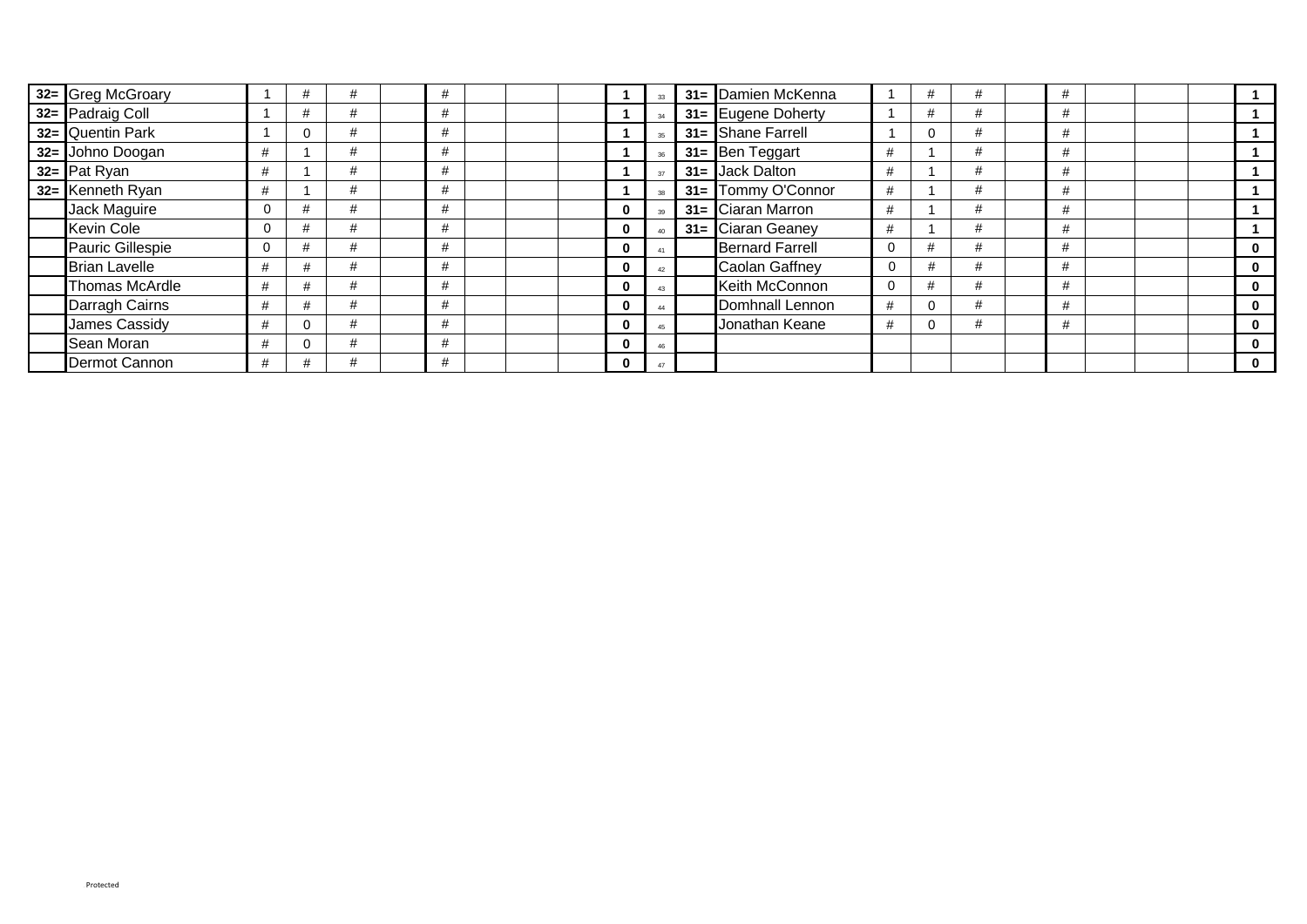| | | | | | | | | | | | | | | | | | | | | | | |
|---|---|---|---|---|---|---|---|---|---|---|---|---|---|---|---|---|---|---|---|---|---|---|
| **32=** | Greg McGroary | 1 | # | # | | # | | | | **1** | 33 | **31=** | Damien McKenna | 1 | # | # | | # | | | | **1** |
| **32=** | Padraig Coll | 1 | # | # | | # | | | | **1** | 34 | **31=** | Eugene Doherty | 1 | # | # | | # | | | | **1** |
| **32=** | Quentin Park | 1 | 0 | # | | # | | | | **1** | 35 | **31=** | Shane Farrell | 1 | 0 | # | | # | | | | **1** |
| **32=** | Johno Doogan | # | 1 | # | | # | | | | **1** | 36 | **31=** | Ben Teggart | # | 1 | # | | # | | | | **1** |
| **32=** | Pat Ryan | # | 1 | # | | # | | | | **1** | 37 | **31=** | Jack Dalton | # | 1 | # | | # | | | | **1** |
| **32=** | Kenneth Ryan | # | 1 | # | | # | | | | **1** | 38 | **31=** | Tommy O'Connor | # | 1 | # | | # | | | | **1** |
| | Jack Maguire | 0 | # | # | | # | | | | **0** | 39 | **31=** | Ciaran Marron | # | 1 | # | | # | | | | **1** |
| | Kevin Cole | 0 | # | # | | # | | | | **0** | 40 | **31=** | Ciaran Geaney | # | 1 | # | | # | | | | **1** |
| | Pauric Gillespie | 0 | # | # | | # | | | | **0** | 41 | | Bernard Farrell | 0 | # | # | | # | | | | **0** |
| | Brian Lavelle | # | # | # | | # | | | | **0** | 42 | | Caolan Gaffney | 0 | # | # | | # | | | | **0** |
| | Thomas McArdle | # | # | # | | # | | | | **0** | 43 | | Keith McConnon | 0 | # | # | | # | | | | **0** |
| | Darragh Cairns | # | # | # | | # | | | | **0** | 44 | | Domhnall Lennon | # | 0 | # | | # | | | | **0** |
| | James Cassidy | # | 0 | # | | # | | | | **0** | 45 | | Jonathan Keane | # | 0 | # | | # | | | | **0** |
| | Sean Moran | # | 0 | # | | # | | | | **0** | 46 | | | | | | | | | | | **0** |
| | Dermot Cannon | # | # | # | | # | | | | **0** | 47 | | | | | | | | | | | **0** |